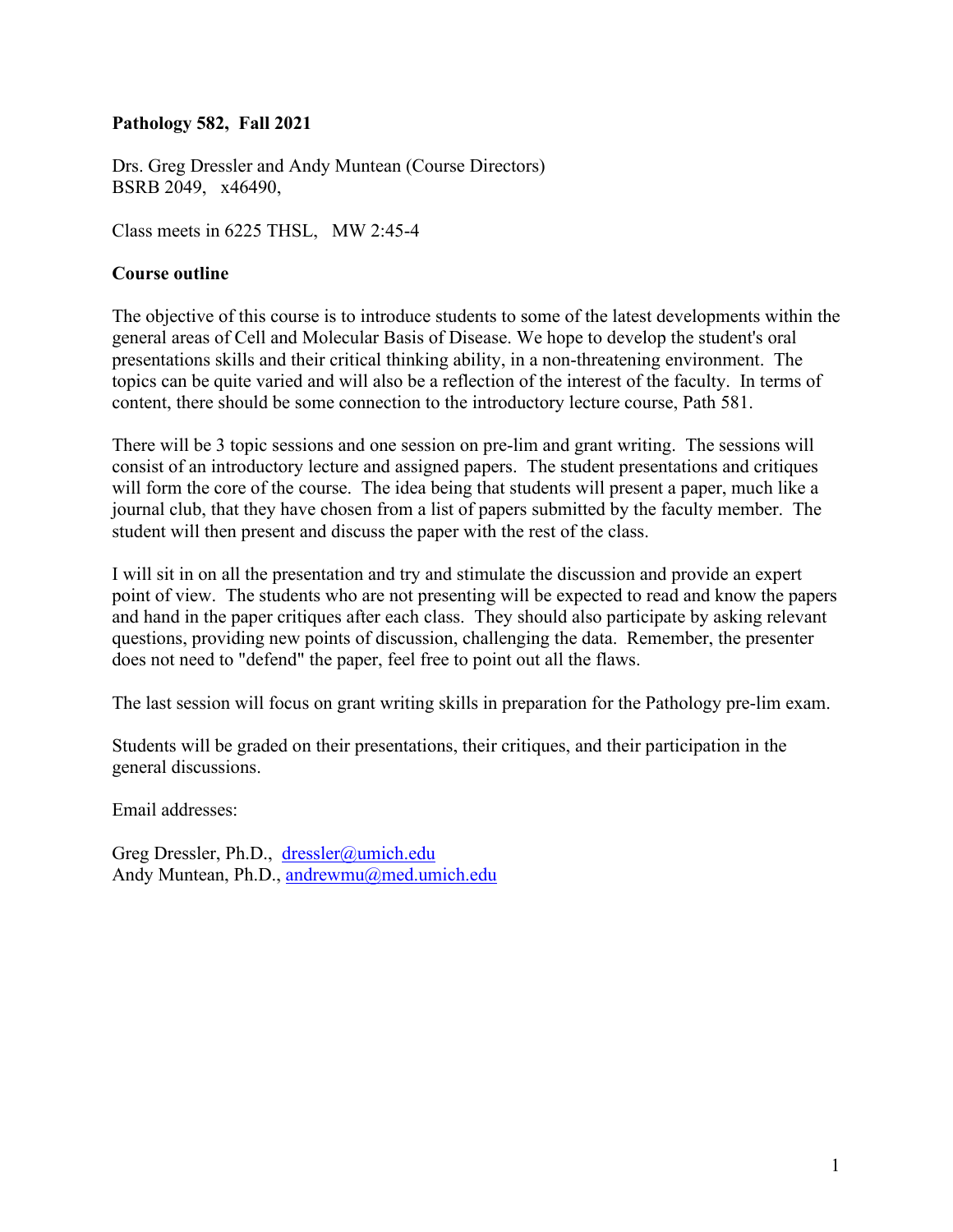**Pathology 582, Fall 2021**

Drs. Greg Dressler and Andy Muntean (Course Directors)
BSRB 2049, x46490,

Class meets in 6225 THSL, MW 2:45-4

**Course outline**

The objective of this course is to introduce students to some of the latest developments within the general areas of Cell and Molecular Basis of Disease. We hope to develop the student's oral presentations skills and their critical thinking ability, in a non-threatening environment. The topics can be quite varied and will also be a reflection of the interest of the faculty. In terms of content, there should be some connection to the introductory lecture course, Path 581.

There will be 3 topic sessions and one session on pre-lim and grant writing. The sessions will consist of an introductory lecture and assigned papers. The student presentations and critiques will form the core of the course. The idea being that students will present a paper, much like a journal club, that they have chosen from a list of papers submitted by the faculty member. The student will then present and discuss the paper with the rest of the class.

I will sit in on all the presentation and try and stimulate the discussion and provide an expert point of view. The students who are not presenting will be expected to read and know the papers and hand in the paper critiques after each class. They should also participate by asking relevant questions, providing new points of discussion, challenging the data. Remember, the presenter does not need to "defend" the paper, feel free to point out all the flaws.

The last session will focus on grant writing skills in preparation for the Pathology pre-lim exam.

Students will be graded on their presentations, their critiques, and their participation in the general discussions.

Email addresses:

Greg Dressler, Ph.D., dressler@umich.edu
Andy Muntean, Ph.D., andrewmu@med.umich.edu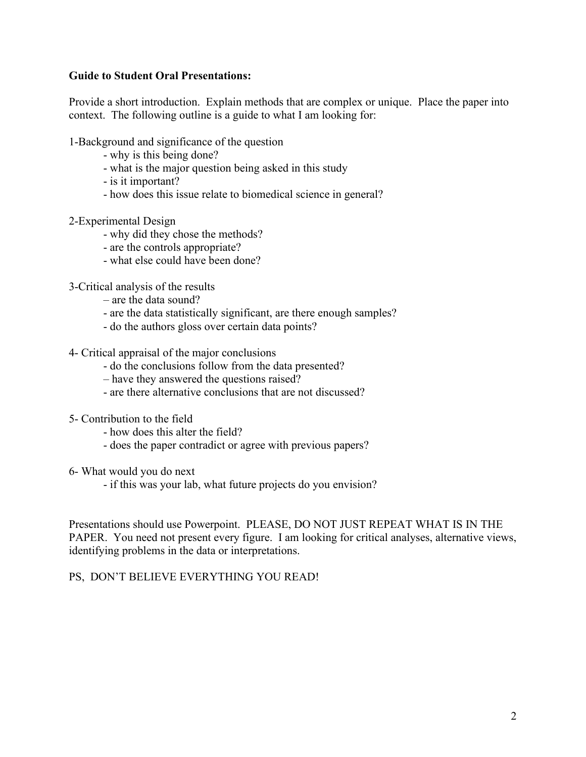**Guide to Student Oral Presentations:**

Provide a short introduction. Explain methods that are complex or unique. Place the paper into context. The following outline is a guide to what I am looking for:

1-Background and significance of the question
- why is this being done?
- what is the major question being asked in this study
- is it important?
- how does this issue relate to biomedical science in general?

2-Experimental Design
- why did they chose the methods?
- are the controls appropriate?
- what else could have been done?

3-Critical analysis of the results
– are the data sound?
- are the data statistically significant, are there enough samples?
- do the authors gloss over certain data points?

4- Critical appraisal of the major conclusions
- do the conclusions follow from the data presented?
– have they answered the questions raised?
- are there alternative conclusions that are not discussed?

5- Contribution to the field
- how does this alter the field?
- does the paper contradict or agree with previous papers?

6- What would you do next
- if this was your lab, what future projects do you envision?

Presentations should use Powerpoint. PLEASE, DO NOT JUST REPEAT WHAT IS IN THE PAPER. You need not present every figure. I am looking for critical analyses, alternative views, identifying problems in the data or interpretations.

PS, DON'T BELIEVE EVERYTHING YOU READ!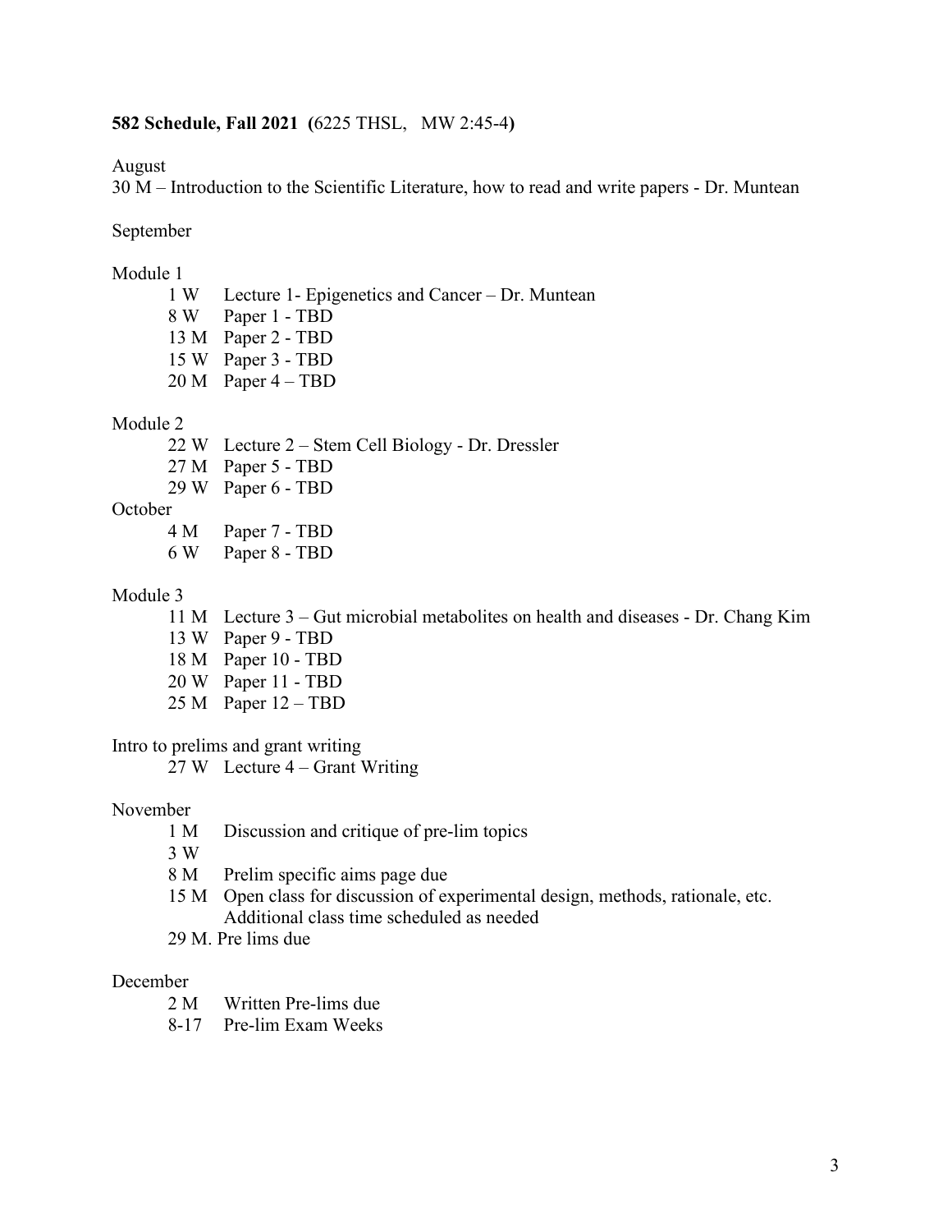**582 Schedule, Fall 2021 (**6225 THSL, MW 2:45-4**)**

August

30 M – Introduction to the Scientific Literature, how to read and write papers - Dr. Muntean

September

Module 1

- 1 W Lecture 1- Epigenetics and Cancer – Dr. Muntean
- 8 W Paper 1 - TBD
- 13 M Paper 2 - TBD
- 15 W Paper 3 - TBD
- 20 M Paper 4 – TBD

Module 2

- 22 W Lecture 2 – Stem Cell Biology - Dr. Dressler
- 27 M Paper 5 - TBD
- 29 W Paper 6 - TBD

October

- 4 M Paper 7 - TBD
- 6 W Paper 8 - TBD

Module 3

- 11 M Lecture 3 – Gut microbial metabolites on health and diseases - Dr. Chang Kim
- 13 W Paper 9 - TBD
- 18 M Paper 10 - TBD
- 20 W Paper 11 - TBD
- 25 M Paper 12 – TBD

Intro to prelims and grant writing

- 27 W Lecture 4 – Grant Writing

November

- 1 M Discussion and critique of pre-lim topics
- 3 W
- 8 M Prelim specific aims page due
- 15 M Open class for discussion of experimental design, methods, rationale, etc. Additional class time scheduled as needed
- 29 M. Pre lims due

December

- 2 M Written Pre-lims due
- 8-17 Pre-lim Exam Weeks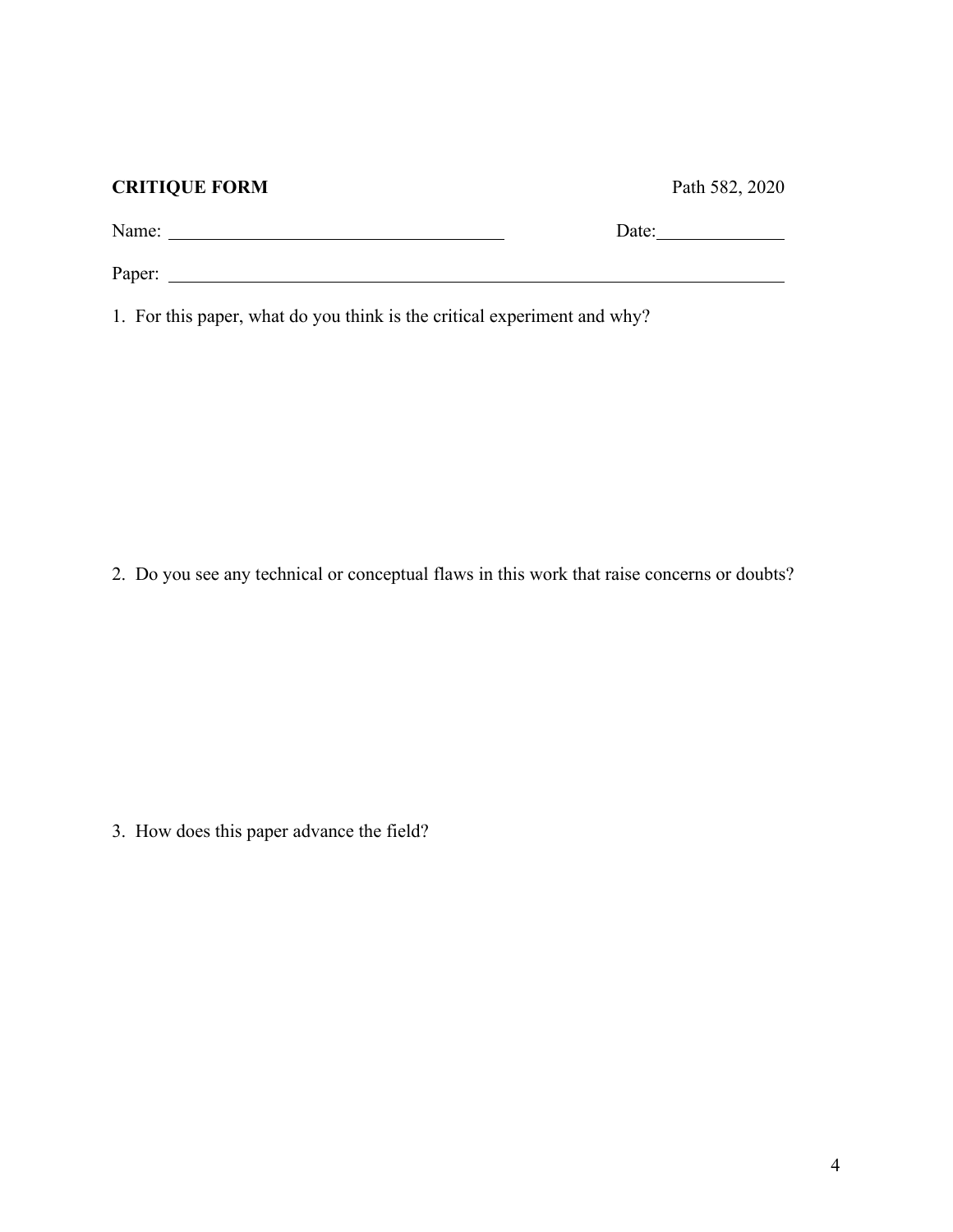**CRITIQUE FORM** Path 582, 2020

Name: \_\_\_\_\_\_\_\_\_\_\_\_\_\_\_\_\_\_\_\_\_\_\_\_\_\_\_\_\_\_\_\_\_\_ Date:\_\_\_\_\_\_\_\_\_\_\_\_\_

Paper: \_\_\_\_\_\_\_\_\_\_\_\_\_\_\_\_\_\_\_\_\_\_\_\_\_\_\_\_\_\_\_\_\_\_\_\_\_\_\_\_\_\_\_\_\_\_\_\_\_\_\_\_\_\_\_\_\_\_\_\_\_\_\_\_

1. For this paper, what do you think is the critical experiment and why?

2. Do you see any technical or conceptual flaws in this work that raise concerns or doubts?

3. How does this paper advance the field?